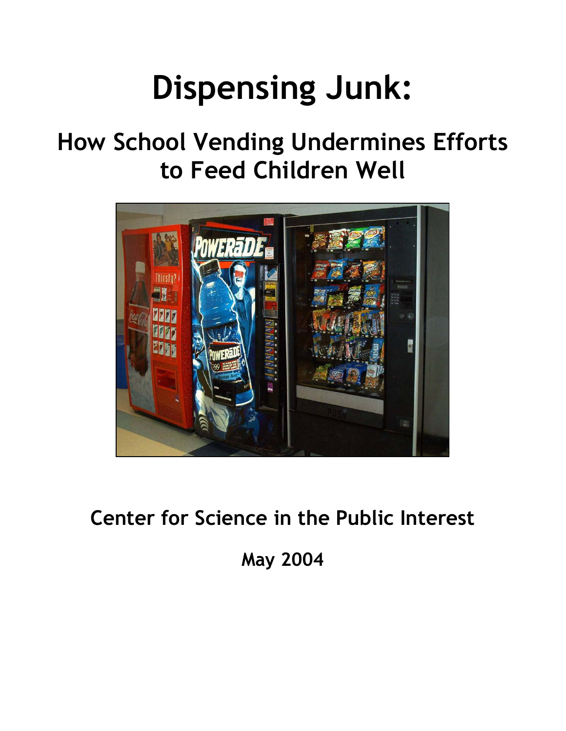# Dispensing Junk:

## How School Vending Undermines Efforts to Feed Children Well

**Center for Science in the Public Interest**

**May 2004**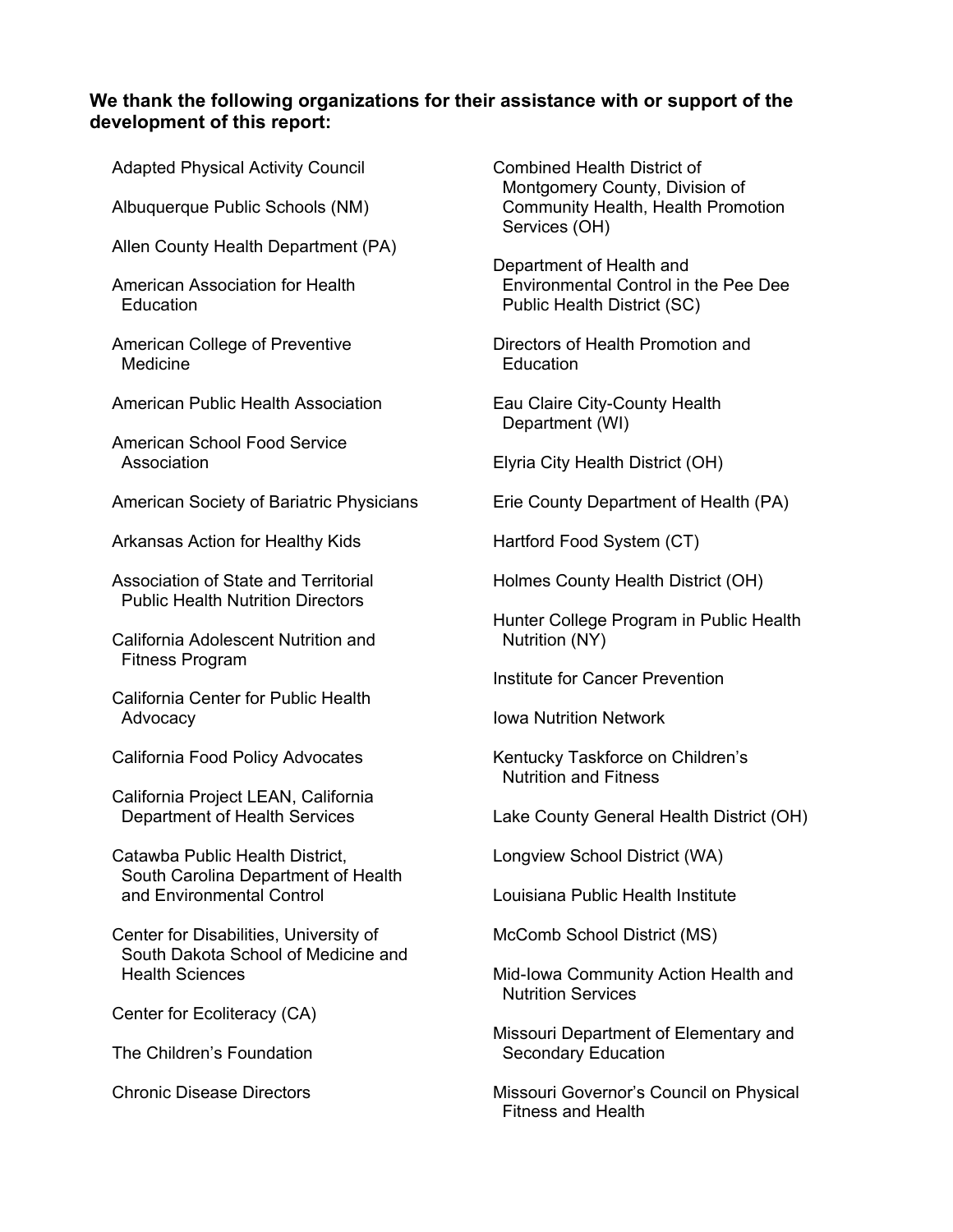**We thank the following organizations for their assistance with or support of the development of this report:**

Adapted Physical Activity Council

Albuquerque Public Schools (NM)

Allen County Health Department (PA)

American Association for Health Education

American College of Preventive Medicine

American Public Health Association

American School Food Service Association

American Society of Bariatric Physicians

Arkansas Action for Healthy Kids

Association of State and Territorial Public Health Nutrition Directors

California Adolescent Nutrition and Fitness Program

California Center for Public Health Advocacy

California Food Policy Advocates

California Project LEAN, California Department of Health Services

Catawba Public Health District, South Carolina Department of Health and Environmental Control

Center for Disabilities, University of South Dakota School of Medicine and Health Sciences

Center for Ecoliteracy (CA)

The Children's Foundation

Chronic Disease Directors

Combined Health District of Montgomery County, Division of Community Health, Health Promotion Services (OH)

Department of Health and Environmental Control in the Pee Dee Public Health District (SC)

Directors of Health Promotion and Education

Eau Claire City-County Health Department (WI)

Elyria City Health District (OH)

Erie County Department of Health (PA)

Hartford Food System (CT)

Holmes County Health District (OH)

Hunter College Program in Public Health Nutrition (NY)

Institute for Cancer Prevention

Iowa Nutrition Network

Kentucky Taskforce on Children's Nutrition and Fitness

Lake County General Health District (OH)

Longview School District (WA)

Louisiana Public Health Institute

McComb School District (MS)

Mid-Iowa Community Action Health and Nutrition Services

Missouri Department of Elementary and Secondary Education

Missouri Governor's Council on Physical Fitness and Health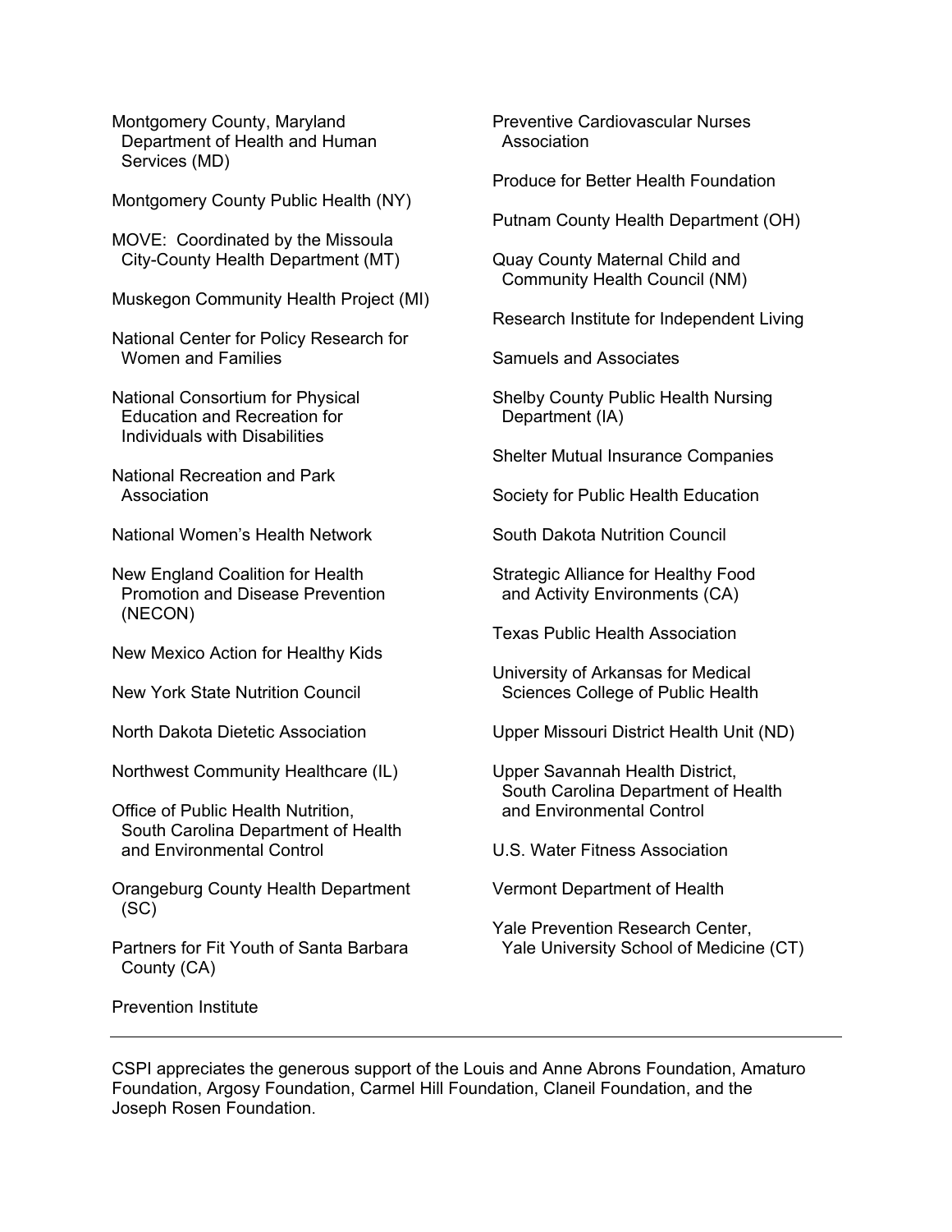Montgomery County, Maryland Department of Health and Human Services (MD)

Montgomery County Public Health (NY)

MOVE: Coordinated by the Missoula City-County Health Department (MT)

Muskegon Community Health Project (MI)

National Center for Policy Research for Women and Families

National Consortium for Physical Education and Recreation for Individuals with Disabilities

National Recreation and Park Association

National Women's Health Network

New England Coalition for Health Promotion and Disease Prevention (NECON)

New Mexico Action for Healthy Kids

New York State Nutrition Council

North Dakota Dietetic Association

Northwest Community Healthcare (IL)

Office of Public Health Nutrition, South Carolina Department of Health and Environmental Control

Orangeburg County Health Department (SC)

Partners for Fit Youth of Santa Barbara County (CA)

Prevention Institute

Preventive Cardiovascular Nurses Association

Produce for Better Health Foundation

Putnam County Health Department (OH)

Quay County Maternal Child and Community Health Council (NM)

Research Institute for Independent Living

Samuels and Associates

Shelby County Public Health Nursing Department (IA)

Shelter Mutual Insurance Companies

Society for Public Health Education

South Dakota Nutrition Council

Strategic Alliance for Healthy Food and Activity Environments (CA)

Texas Public Health Association

University of Arkansas for Medical Sciences College of Public Health

Upper Missouri District Health Unit (ND)

Upper Savannah Health District, South Carolina Department of Health and Environmental Control

U.S. Water Fitness Association

Vermont Department of Health

Yale Prevention Research Center, Yale University School of Medicine (CT)

---

CSPI appreciates the generous support of the Louis and Anne Abrons Foundation, Amaturo Foundation, Argosy Foundation, Carmel Hill Foundation, Claneil Foundation, and the Joseph Rosen Foundation.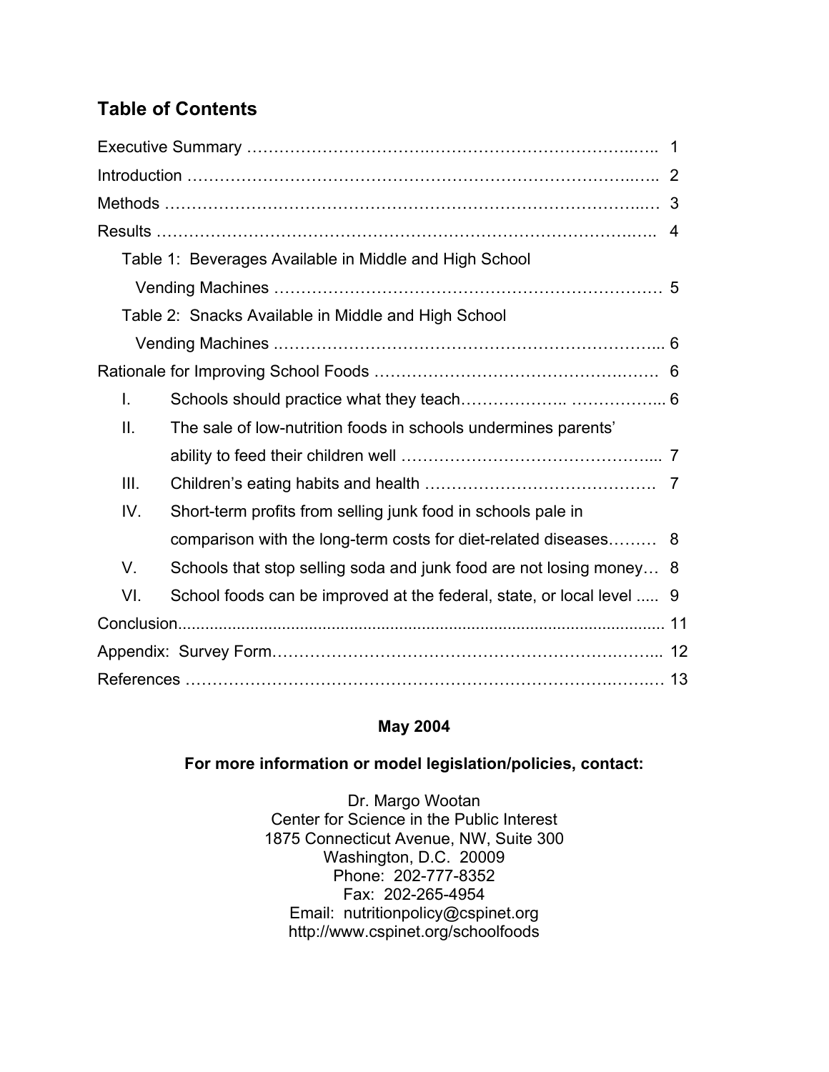## Table of Contents

Executive Summary …………………………………………………………………… 1

Introduction …………………………………………………………………………… 2

Methods ……………………………………………………………………………… 3

Results ………………………………………………………………………………… 4

- Table 1: Beverages Available in Middle and High School Vending Machines ……………………………………………………… 5
- Table 2: Snacks Available in Middle and High School Vending Machines ……………………………………………………… 6

Rationale for Improving School Foods ……………………………………………… 6

- I. Schools should practice what they teach……………….. ……………... 6
- II. The sale of low-nutrition foods in schools undermines parents' ability to feed their children well ………………………………………... 7
- III. Children's eating habits and health …………………………………… 7
- IV. Short-term profits from selling junk food in schools pale in comparison with the long-term costs for diet-related diseases……… 8
- V. Schools that stop selling soda and junk food are not losing money… 8
- VI. School foods can be improved at the federal, state, or local level ..... 9

Conclusion................................................................................................ 11

Appendix: Survey Form…………………………………………………………... 12

References …………………………………………………………………………. 13

**May 2004**

**For more information or model legislation/policies, contact:**

Dr. Margo Wootan
Center for Science in the Public Interest
1875 Connecticut Avenue, NW, Suite 300
Washington, D.C. 20009
Phone: 202-777-8352
Fax: 202-265-4954
Email: nutritionpolicy@cspinet.org
http://www.cspinet.org/schoolfoods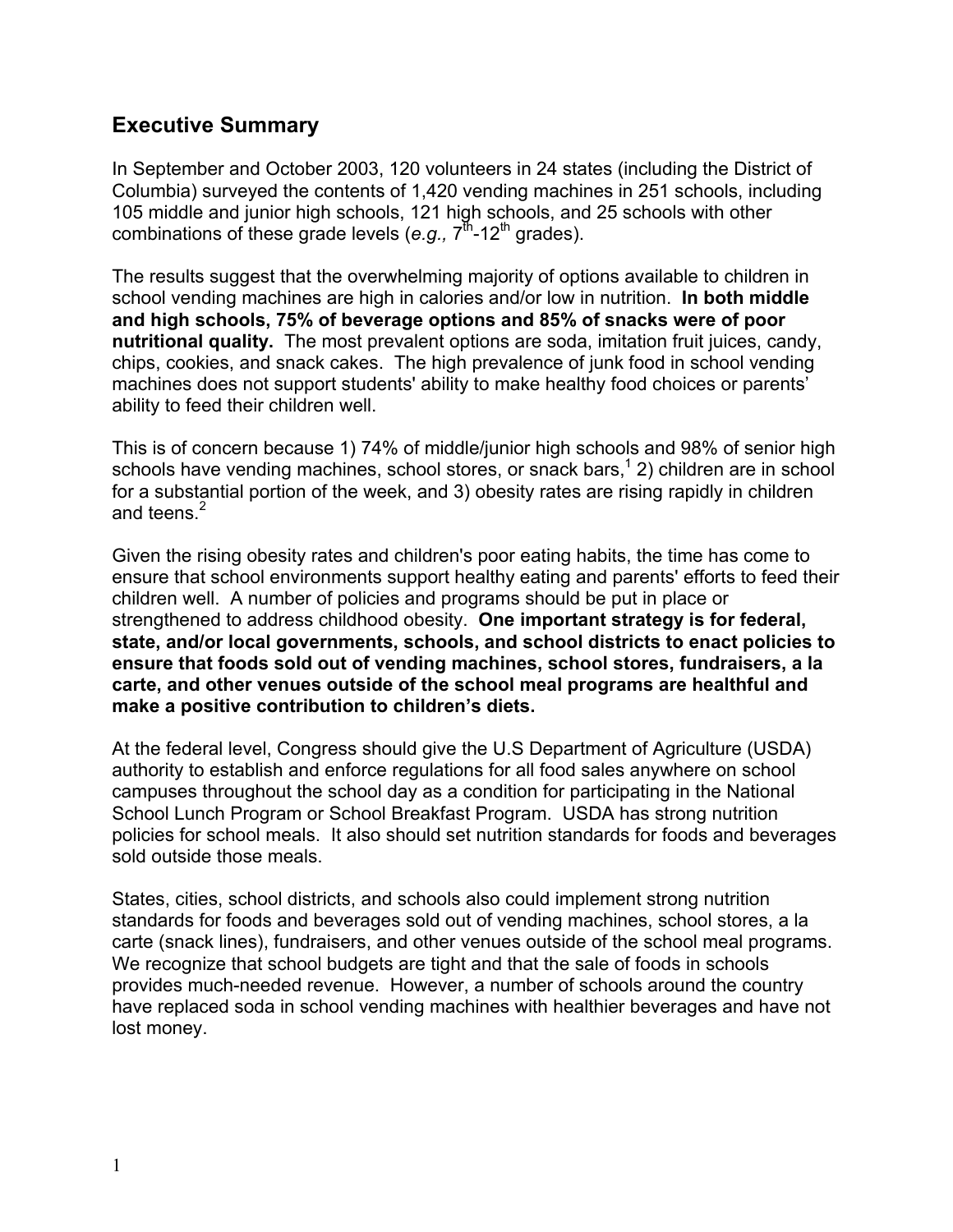## Executive Summary

In September and October 2003, 120 volunteers in 24 states (including the District of Columbia) surveyed the contents of 1,420 vending machines in 251 schools, including 105 middle and junior high schools, 121 high schools, and 25 schools with other combinations of these grade levels (*e.g.,* $7^{th}$-$12^{th}$ grades).

The results suggest that the overwhelming majority of options available to children in school vending machines are high in calories and/or low in nutrition. **In both middle and high schools, 75% of beverage options and 85% of snacks were of poor nutritional quality.** The most prevalent options are soda, imitation fruit juices, candy, chips, cookies, and snack cakes. The high prevalence of junk food in school vending machines does not support students' ability to make healthy food choices or parents' ability to feed their children well.

This is of concern because 1) 74% of middle/junior high schools and 98% of senior high schools have vending machines, school stores, or snack bars,[1] 2) children are in school for a substantial portion of the week, and 3) obesity rates are rising rapidly in children and teens.[2]

Given the rising obesity rates and children's poor eating habits, the time has come to ensure that school environments support healthy eating and parents' efforts to feed their children well. A number of policies and programs should be put in place or strengthened to address childhood obesity. **One important strategy is for federal, state, and/or local governments, schools, and school districts to enact policies to ensure that foods sold out of vending machines, school stores, fundraisers, a la carte, and other venues outside of the school meal programs are healthful and make a positive contribution to children's diets.**

At the federal level, Congress should give the U.S Department of Agriculture (USDA) authority to establish and enforce regulations for all food sales anywhere on school campuses throughout the school day as a condition for participating in the National School Lunch Program or School Breakfast Program. USDA has strong nutrition policies for school meals. It also should set nutrition standards for foods and beverages sold outside those meals.

States, cities, school districts, and schools also could implement strong nutrition standards for foods and beverages sold out of vending machines, school stores, a la carte (snack lines), fundraisers, and other venues outside of the school meal programs. We recognize that school budgets are tight and that the sale of foods in schools provides much-needed revenue. However, a number of schools around the country have replaced soda in school vending machines with healthier beverages and have not lost money.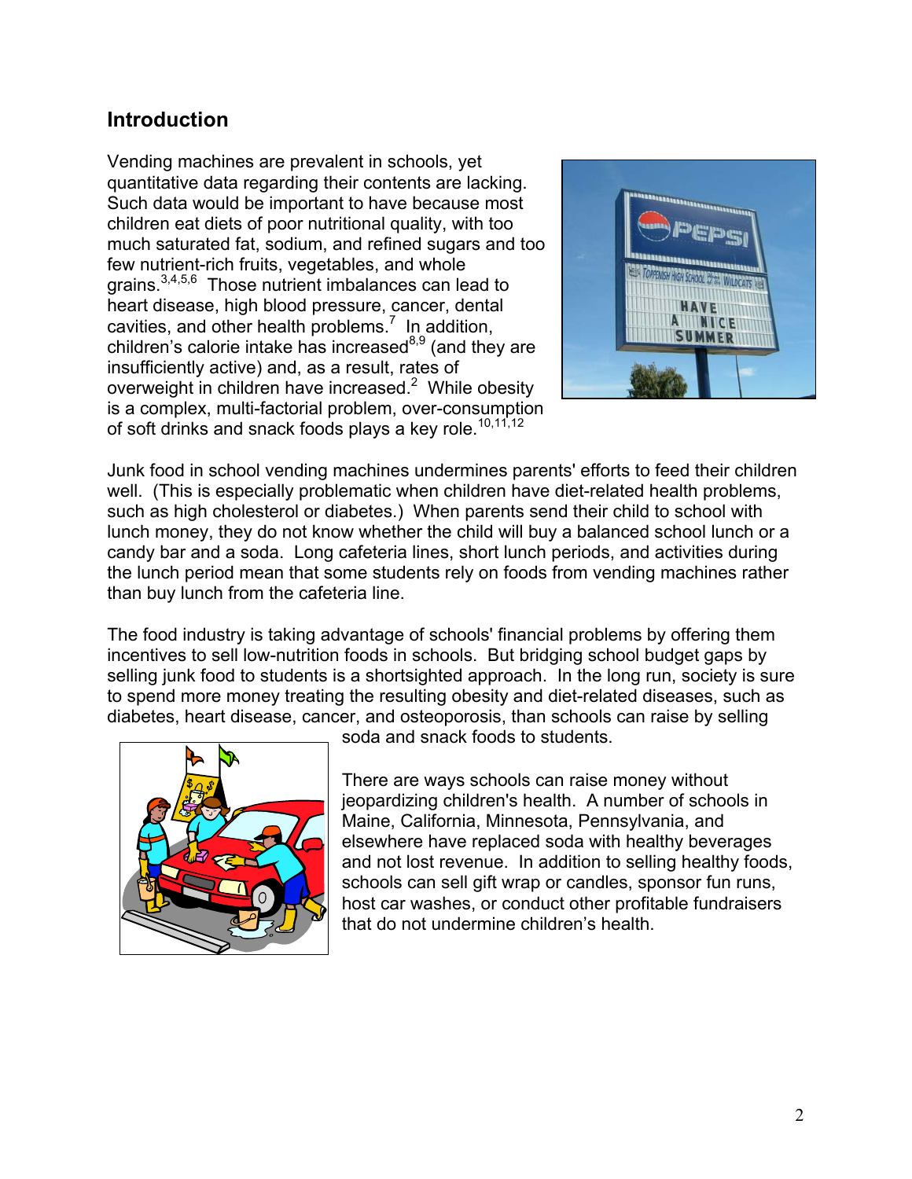## Introduction

Vending machines are prevalent in schools, yet quantitative data regarding their contents are lacking. Such data would be important to have because most children eat diets of poor nutritional quality, with too much saturated fat, sodium, and refined sugars and too few nutrient-rich fruits, vegetables, and whole grains.[3,4,5,6] Those nutrient imbalances can lead to heart disease, high blood pressure, cancer, dental cavities, and other health problems.[7] In addition, children's calorie intake has increased[8,9] (and they are insufficiently active) and, as a result, rates of overweight in children have increased.[2] While obesity is a complex, multi-factorial problem, over-consumption of soft drinks and snack foods plays a key role.[10,11,12]

Junk food in school vending machines undermines parents' efforts to feed their children well. (This is especially problematic when children have diet-related health problems, such as high cholesterol or diabetes.) When parents send their child to school with lunch money, they do not know whether the child will buy a balanced school lunch or a candy bar and a soda. Long cafeteria lines, short lunch periods, and activities during the lunch period mean that some students rely on foods from vending machines rather than buy lunch from the cafeteria line.

The food industry is taking advantage of schools' financial problems by offering them incentives to sell low-nutrition foods in schools. But bridging school budget gaps by selling junk food to students is a shortsighted approach. In the long run, society is sure to spend more money treating the resulting obesity and diet-related diseases, such as diabetes, heart disease, cancer, and osteoporosis, than schools can raise by selling soda and snack foods to students.

There are ways schools can raise money without jeopardizing children's health. A number of schools in Maine, California, Minnesota, Pennsylvania, and elsewhere have replaced soda with healthy beverages and not lost revenue. In addition to selling healthy foods, schools can sell gift wrap or candles, sponsor fun runs, host car washes, or conduct other profitable fundraisers that do not undermine children's health.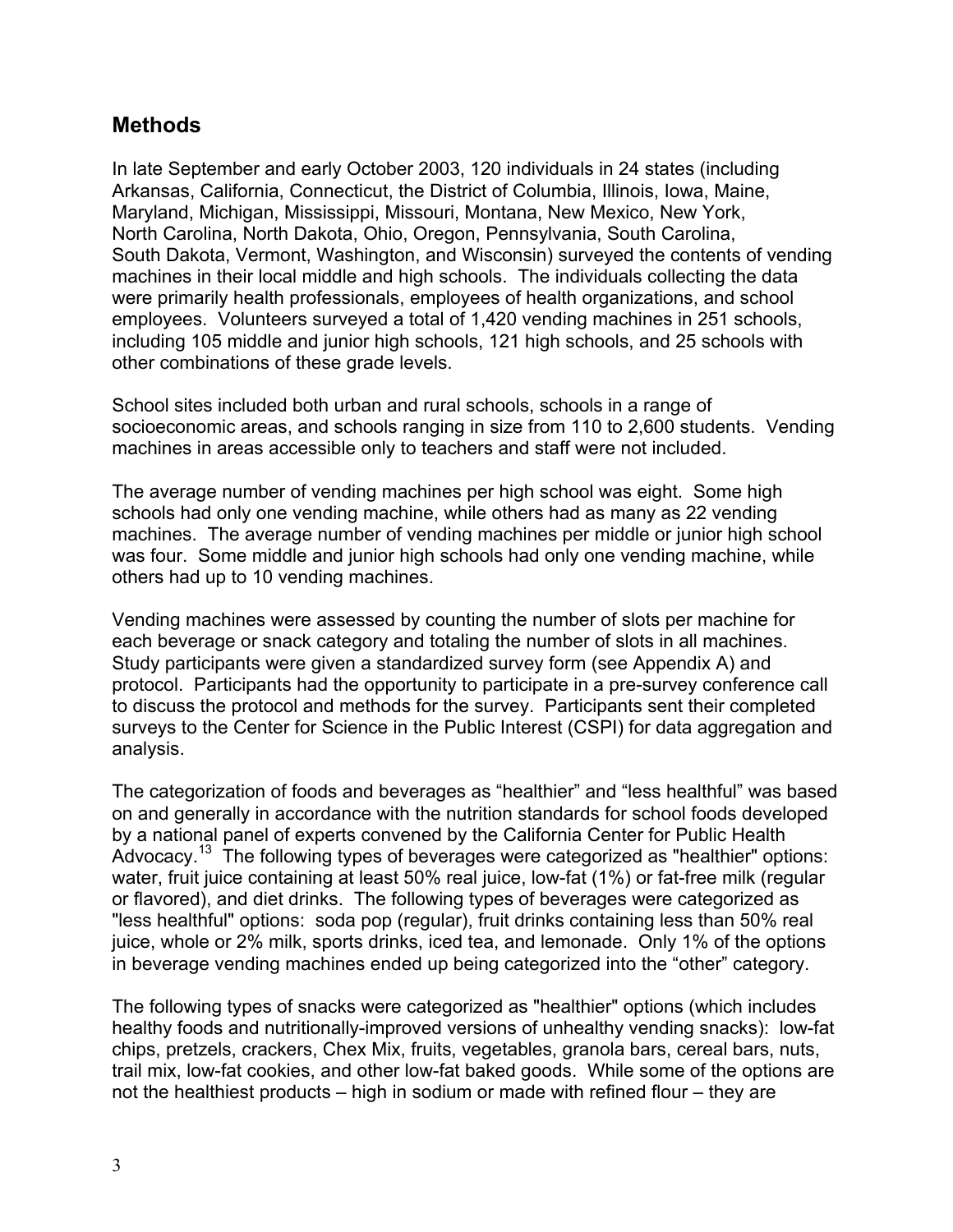## Methods

In late September and early October 2003, 120 individuals in 24 states (including Arkansas, California, Connecticut, the District of Columbia, Illinois, Iowa, Maine, Maryland, Michigan, Mississippi, Missouri, Montana, New Mexico, New York, North Carolina, North Dakota, Ohio, Oregon, Pennsylvania, South Carolina, South Dakota, Vermont, Washington, and Wisconsin) surveyed the contents of vending machines in their local middle and high schools. The individuals collecting the data were primarily health professionals, employees of health organizations, and school employees. Volunteers surveyed a total of 1,420 vending machines in 251 schools, including 105 middle and junior high schools, 121 high schools, and 25 schools with other combinations of these grade levels.

School sites included both urban and rural schools, schools in a range of socioeconomic areas, and schools ranging in size from 110 to 2,600 students. Vending machines in areas accessible only to teachers and staff were not included.

The average number of vending machines per high school was eight. Some high schools had only one vending machine, while others had as many as 22 vending machines. The average number of vending machines per middle or junior high school was four. Some middle and junior high schools had only one vending machine, while others had up to 10 vending machines.

Vending machines were assessed by counting the number of slots per machine for each beverage or snack category and totaling the number of slots in all machines. Study participants were given a standardized survey form (see Appendix A) and protocol. Participants had the opportunity to participate in a pre-survey conference call to discuss the protocol and methods for the survey. Participants sent their completed surveys to the Center for Science in the Public Interest (CSPI) for data aggregation and analysis.

The categorization of foods and beverages as "healthier" and "less healthful" was based on and generally in accordance with the nutrition standards for school foods developed by a national panel of experts convened by the California Center for Public Health Advocacy.[13] The following types of beverages were categorized as "healthier" options: water, fruit juice containing at least 50% real juice, low-fat (1%) or fat-free milk (regular or flavored), and diet drinks. The following types of beverages were categorized as "less healthful" options: soda pop (regular), fruit drinks containing less than 50% real juice, whole or 2% milk, sports drinks, iced tea, and lemonade. Only 1% of the options in beverage vending machines ended up being categorized into the "other" category.

The following types of snacks were categorized as "healthier" options (which includes healthy foods and nutritionally-improved versions of unhealthy vending snacks): low-fat chips, pretzels, crackers, Chex Mix, fruits, vegetables, granola bars, cereal bars, nuts, trail mix, low-fat cookies, and other low-fat baked goods. While some of the options are not the healthiest products – high in sodium or made with refined flour – they are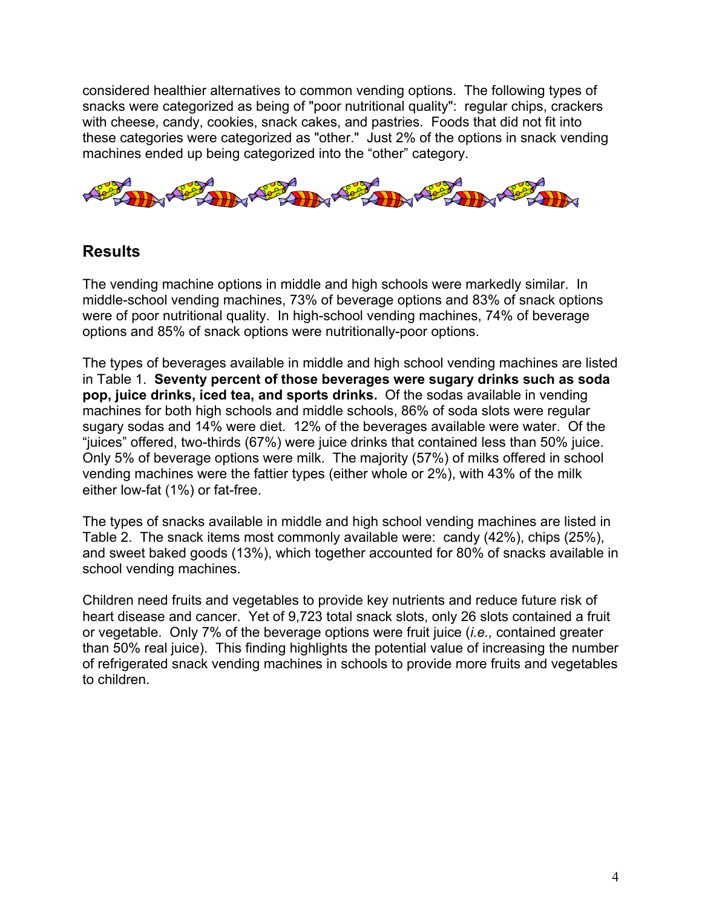considered healthier alternatives to common vending options. The following types of snacks were categorized as being of "poor nutritional quality": regular chips, crackers with cheese, candy, cookies, snack cakes, and pastries. Foods that did not fit into these categories were categorized as "other." Just 2% of the options in snack vending machines ended up being categorized into the "other" category.

## Results

The vending machine options in middle and high schools were markedly similar. In middle-school vending machines, 73% of beverage options and 83% of snack options were of poor nutritional quality. In high-school vending machines, 74% of beverage options and 85% of snack options were nutritionally-poor options.

The types of beverages available in middle and high school vending machines are listed in Table 1. **Seventy percent of those beverages were sugary drinks such as soda pop, juice drinks, iced tea, and sports drinks.** Of the sodas available in vending machines for both high schools and middle schools, 86% of soda slots were regular sugary sodas and 14% were diet. 12% of the beverages available were water. Of the "juices" offered, two-thirds (67%) were juice drinks that contained less than 50% juice. Only 5% of beverage options were milk. The majority (57%) of milks offered in school vending machines were the fattier types (either whole or 2%), with 43% of the milk either low-fat (1%) or fat-free.

The types of snacks available in middle and high school vending machines are listed in Table 2. The snack items most commonly available were: candy (42%), chips (25%), and sweet baked goods (13%), which together accounted for 80% of snacks available in school vending machines.

Children need fruits and vegetables to provide key nutrients and reduce future risk of heart disease and cancer. Yet of 9,723 total snack slots, only 26 slots contained a fruit or vegetable. Only 7% of the beverage options were fruit juice (*i.e.,* contained greater than 50% real juice). This finding highlights the potential value of increasing the number of refrigerated snack vending machines in schools to provide more fruits and vegetables to children.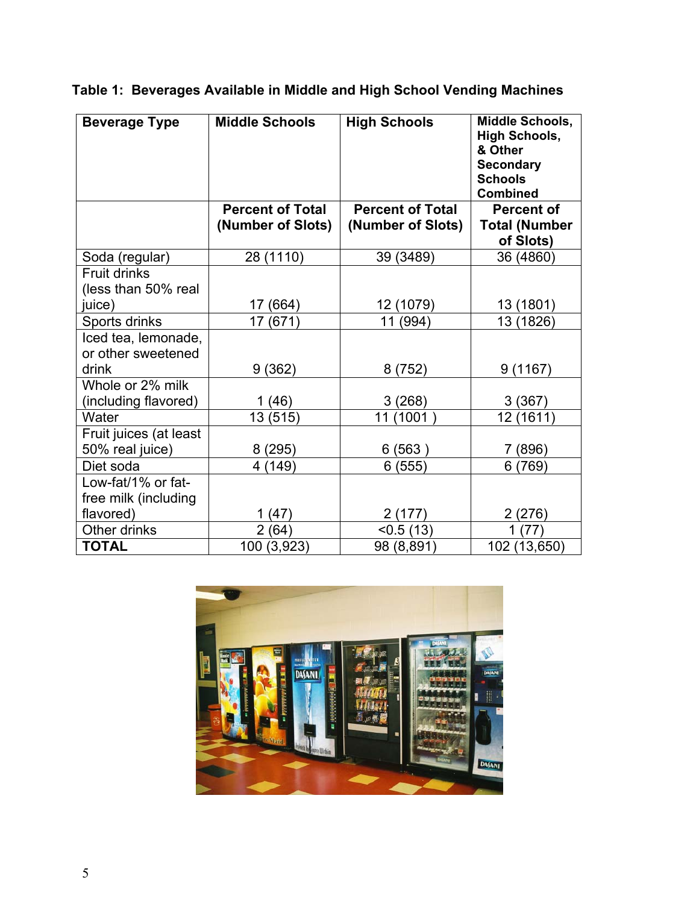**Table 1: Beverages Available in Middle and High School Vending Machines**

| Beverage Type | Middle Schools | High Schools | Middle Schools, High Schools, & Other Secondary Schools Combined |
|---|---|---|---|
| | Percent of Total (Number of Slots) | Percent of Total (Number of Slots) | Percent of Total (Number of Slots) |
| Soda (regular) | 28 (1110) | 39 (3489) | 36 (4860) |
| Fruit drinks (less than 50% real juice) | 17 (664) | 12 (1079) | 13 (1801) |
| Sports drinks | 17 (671) | 11 (994) | 13 (1826) |
| Iced tea, lemonade, or other sweetened drink | 9 (362) | 8 (752) | 9 (1167) |
| Whole or 2% milk (including flavored) | 1 (46) | 3 (268) | 3 (367) |
| Water | 13 (515) | 11 (1001 ) | 12 (1611) |
| Fruit juices (at least 50% real juice) | 8 (295) | 6 (563 ) | 7 (896) |
| Diet soda | 4 (149) | 6 (555) | 6 (769) |
| Low-fat/1% or fat-free milk (including flavored) | 1 (47) | 2 (177) | 2 (276) |
| Other drinks | 2 (64) | <0.5 (13) | 1 (77) |
| **TOTAL** | 100 (3,923) | 98 (8,891) | 102 (13,650) |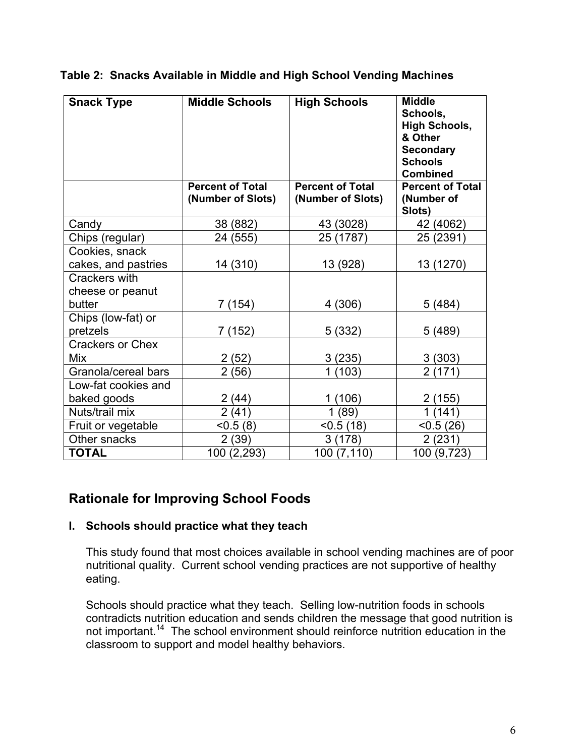**Table 2: Snacks Available in Middle and High School Vending Machines**

| Snack Type | Middle Schools | High Schools | Middle Schools, High Schools, & Other Secondary Schools Combined |
|---|---|---|---|
| | Percent of Total (Number of Slots) | Percent of Total (Number of Slots) | Percent of Total (Number of Slots) |
| Candy | 38 (882) | 43 (3028) | 42 (4062) |
| Chips (regular) | 24 (555) | 25 (1787) | 25 (2391) |
| Cookies, snack cakes, and pastries | 14 (310) | 13 (928) | 13 (1270) |
| Crackers with cheese or peanut butter | 7 (154) | 4 (306) | 5 (484) |
| Chips (low-fat) or pretzels | 7 (152) | 5 (332) | 5 (489) |
| Crackers or Chex Mix | 2 (52) | 3 (235) | 3 (303) |
| Granola/cereal bars | 2 (56) | 1 (103) | 2 (171) |
| Low-fat cookies and baked goods | 2 (44) | 1 (106) | 2 (155) |
| Nuts/trail mix | 2 (41) | 1 (89) | 1 (141) |
| Fruit or vegetable | <0.5 (8) | <0.5 (18) | <0.5 (26) |
| Other snacks | 2 (39) | 3 (178) | 2 (231) |
| **TOTAL** | 100 (2,293) | 100 (7,110) | 100 (9,723) |

## Rationale for Improving School Foods

### I. Schools should practice what they teach

This study found that most choices available in school vending machines are of poor nutritional quality. Current school vending practices are not supportive of healthy eating.

Schools should practice what they teach. Selling low-nutrition foods in schools contradicts nutrition education and sends children the message that good nutrition is not important.[14] The school environment should reinforce nutrition education in the classroom to support and model healthy behaviors.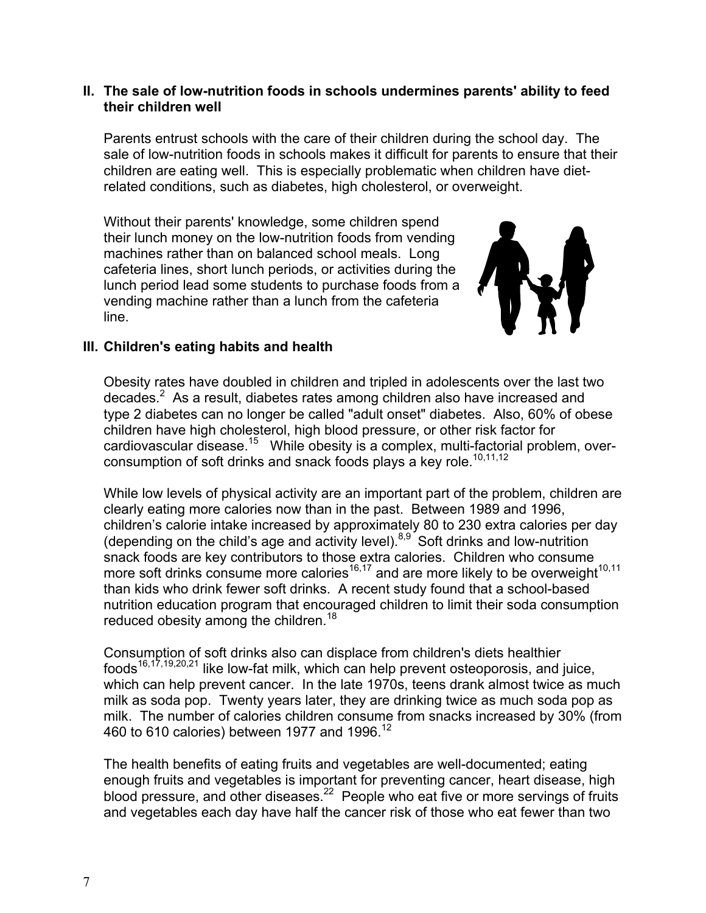## II. The sale of low-nutrition foods in schools undermines parents' ability to feed their children well

Parents entrust schools with the care of their children during the school day. The sale of low-nutrition foods in schools makes it difficult for parents to ensure that their children are eating well. This is especially problematic when children have diet-related conditions, such as diabetes, high cholesterol, or overweight.

Without their parents' knowledge, some children spend their lunch money on the low-nutrition foods from vending machines rather than on balanced school meals. Long cafeteria lines, short lunch periods, or activities during the lunch period lead some students to purchase foods from a vending machine rather than a lunch from the cafeteria line.

## III. Children's eating habits and health

Obesity rates have doubled in children and tripled in adolescents over the last two decades.[2] As a result, diabetes rates among children also have increased and type 2 diabetes can no longer be called "adult onset" diabetes. Also, 60% of obese children have high cholesterol, high blood pressure, or other risk factor for cardiovascular disease.[15] While obesity is a complex, multi-factorial problem, over-consumption of soft drinks and snack foods plays a key role.[10,11,12]

While low levels of physical activity are an important part of the problem, children are clearly eating more calories now than in the past. Between 1989 and 1996, children's calorie intake increased by approximately 80 to 230 extra calories per day (depending on the child's age and activity level).[8,9] Soft drinks and low-nutrition snack foods are key contributors to those extra calories. Children who consume more soft drinks consume more calories[16,17] and are more likely to be overweight[10,11] than kids who drink fewer soft drinks. A recent study found that a school-based nutrition education program that encouraged children to limit their soda consumption reduced obesity among the children.[18]

Consumption of soft drinks also can displace from children's diets healthier foods[16,17,19,20,21] like low-fat milk, which can help prevent osteoporosis, and juice, which can help prevent cancer. In the late 1970s, teens drank almost twice as much milk as soda pop. Twenty years later, they are drinking twice as much soda pop as milk. The number of calories children consume from snacks increased by 30% (from 460 to 610 calories) between 1977 and 1996.[12]

The health benefits of eating fruits and vegetables are well-documented; eating enough fruits and vegetables is important for preventing cancer, heart disease, high blood pressure, and other diseases.[22] People who eat five or more servings of fruits and vegetables each day have half the cancer risk of those who eat fewer than two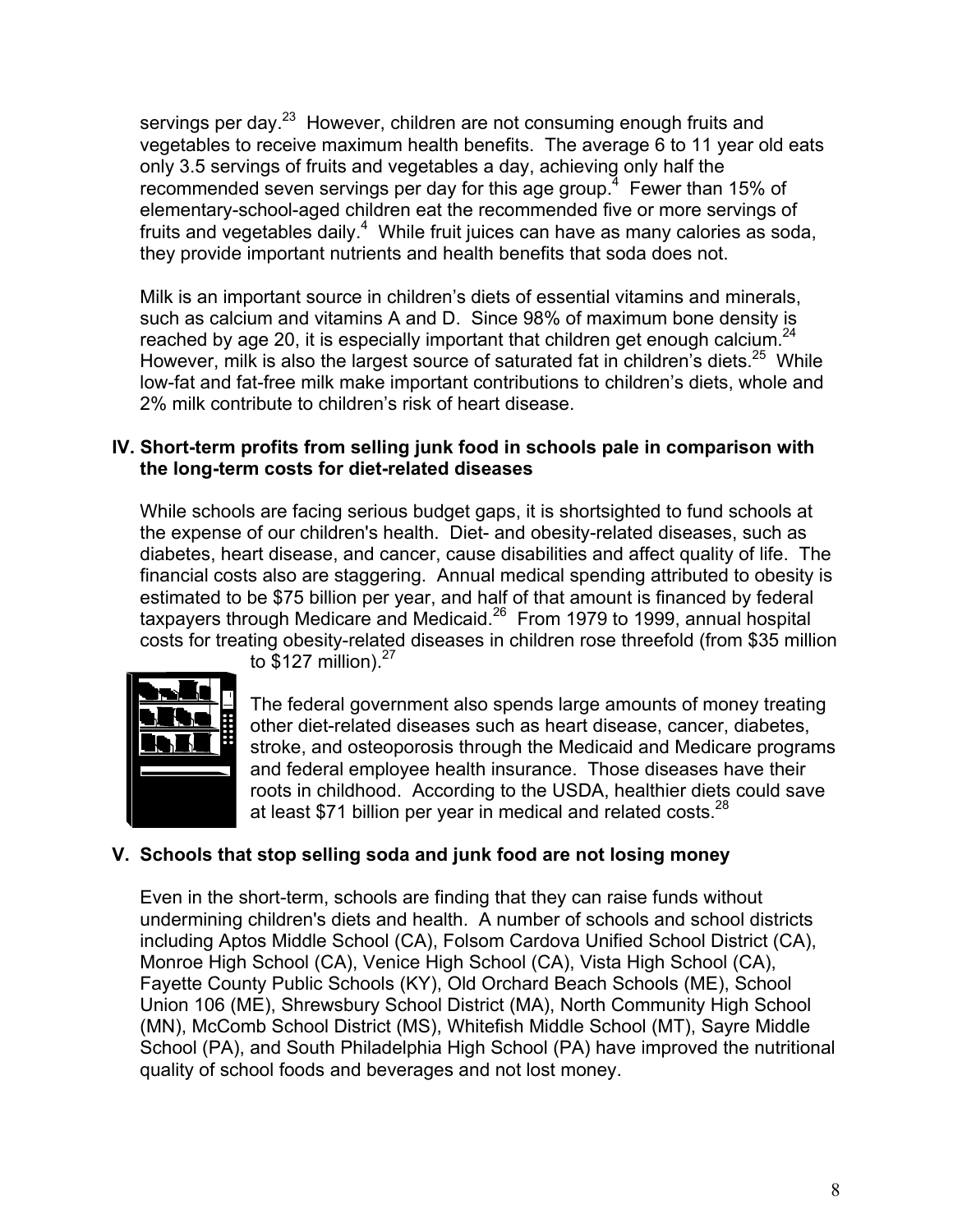servings per day.[23] However, children are not consuming enough fruits and vegetables to receive maximum health benefits. The average 6 to 11 year old eats only 3.5 servings of fruits and vegetables a day, achieving only half the recommended seven servings per day for this age group.[4] Fewer than 15% of elementary-school-aged children eat the recommended five or more servings of fruits and vegetables daily.[4] While fruit juices can have as many calories as soda, they provide important nutrients and health benefits that soda does not.

Milk is an important source in children's diets of essential vitamins and minerals, such as calcium and vitamins A and D. Since 98% of maximum bone density is reached by age 20, it is especially important that children get enough calcium.[24] However, milk is also the largest source of saturated fat in children's diets.[25] While low-fat and fat-free milk make important contributions to children's diets, whole and 2% milk contribute to children's risk of heart disease.

## IV. Short-term profits from selling junk food in schools pale in comparison with the long-term costs for diet-related diseases

While schools are facing serious budget gaps, it is shortsighted to fund schools at the expense of our children's health. Diet- and obesity-related diseases, such as diabetes, heart disease, and cancer, cause disabilities and affect quality of life. The financial costs also are staggering. Annual medical spending attributed to obesity is estimated to be $75 billion per year, and half of that amount is financed by federal taxpayers through Medicare and Medicaid.[26] From 1979 to 1999, annual hospital costs for treating obesity-related diseases in children rose threefold (from $35 million to $127 million).[27]

The federal government also spends large amounts of money treating other diet-related diseases such as heart disease, cancer, diabetes, stroke, and osteoporosis through the Medicaid and Medicare programs and federal employee health insurance. Those diseases have their roots in childhood. According to the USDA, healthier diets could save at least $71 billion per year in medical and related costs.[28]

## V. Schools that stop selling soda and junk food are not losing money

Even in the short-term, schools are finding that they can raise funds without undermining children's diets and health. A number of schools and school districts including Aptos Middle School (CA), Folsom Cardova Unified School District (CA), Monroe High School (CA), Venice High School (CA), Vista High School (CA), Fayette County Public Schools (KY), Old Orchard Beach Schools (ME), School Union 106 (ME), Shrewsbury School District (MA), North Community High School (MN), McComb School District (MS), Whitefish Middle School (MT), Sayre Middle School (PA), and South Philadelphia High School (PA) have improved the nutritional quality of school foods and beverages and not lost money.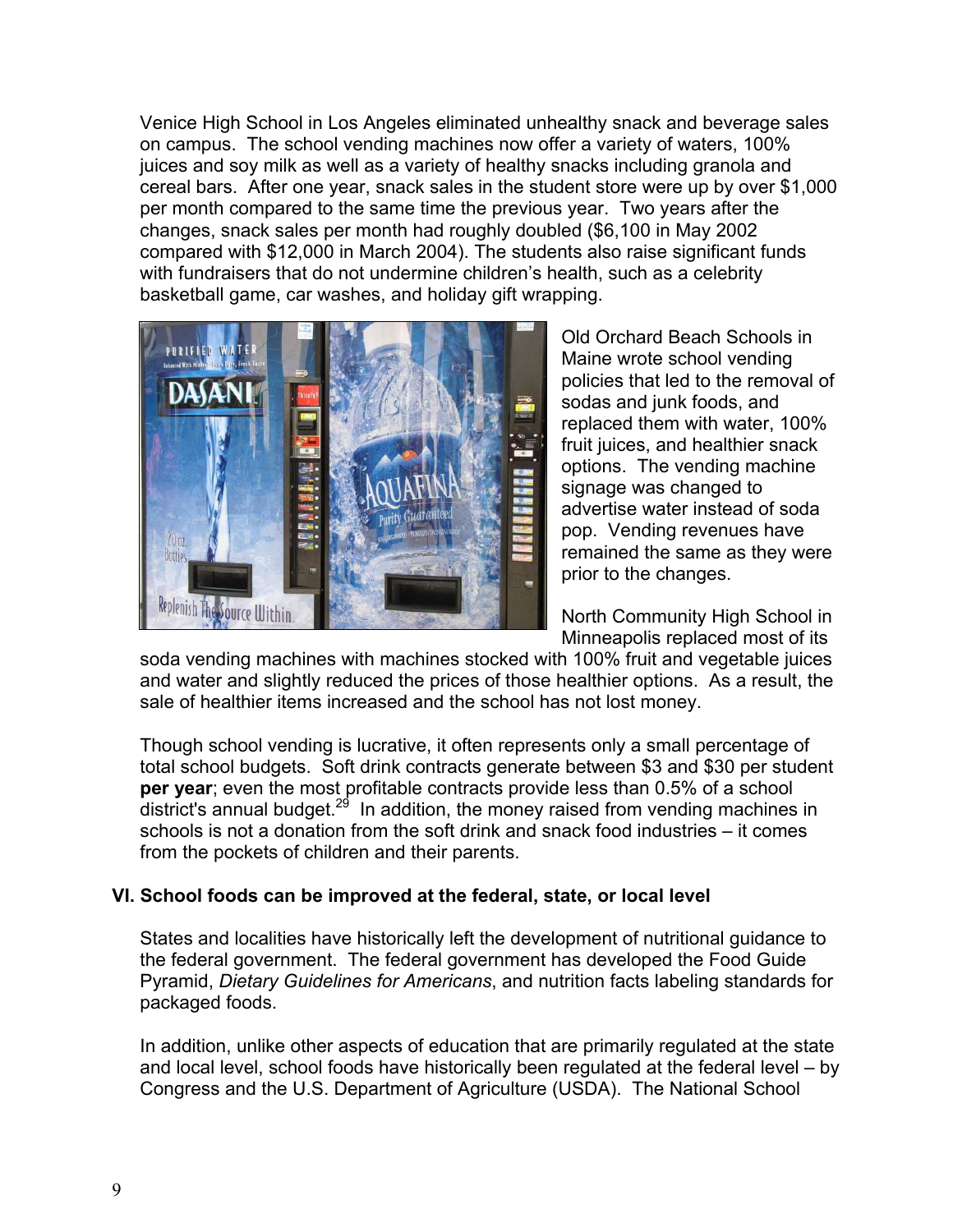Venice High School in Los Angeles eliminated unhealthy snack and beverage sales on campus. The school vending machines now offer a variety of waters, 100% juices and soy milk as well as a variety of healthy snacks including granola and cereal bars. After one year, snack sales in the student store were up by over $1,000 per month compared to the same time the previous year. Two years after the changes, snack sales per month had roughly doubled ($6,100 in May 2002 compared with $12,000 in March 2004). The students also raise significant funds with fundraisers that do not undermine children's health, such as a celebrity basketball game, car washes, and holiday gift wrapping.

Old Orchard Beach Schools in Maine wrote school vending policies that led to the removal of sodas and junk foods, and replaced them with water, 100% fruit juices, and healthier snack options. The vending machine signage was changed to advertise water instead of soda pop. Vending revenues have remained the same as they were prior to the changes.

North Community High School in Minneapolis replaced most of its soda vending machines with machines stocked with 100% fruit and vegetable juices and water and slightly reduced the prices of those healthier options. As a result, the sale of healthier items increased and the school has not lost money.

Though school vending is lucrative, it often represents only a small percentage of total school budgets. Soft drink contracts generate between $3 and $30 per student **per year**; even the most profitable contracts provide less than 0.5% of a school district's annual budget.[29] In addition, the money raised from vending machines in schools is not a donation from the soft drink and snack food industries – it comes from the pockets of children and their parents.

## VI. School foods can be improved at the federal, state, or local level

States and localities have historically left the development of nutritional guidance to the federal government. The federal government has developed the Food Guide Pyramid, *Dietary Guidelines for Americans*, and nutrition facts labeling standards for packaged foods.

In addition, unlike other aspects of education that are primarily regulated at the state and local level, school foods have historically been regulated at the federal level – by Congress and the U.S. Department of Agriculture (USDA). The National School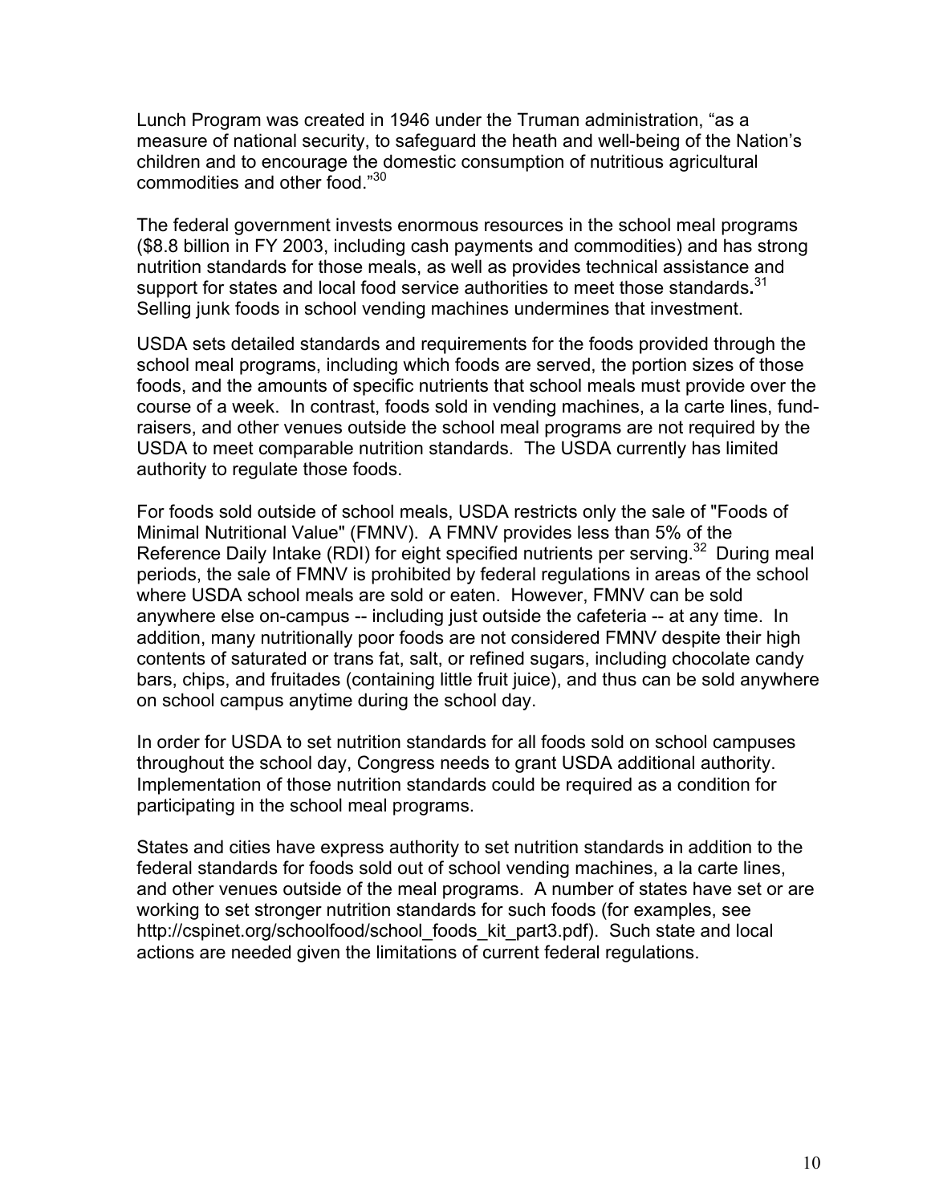Lunch Program was created in 1946 under the Truman administration, "as a measure of national security, to safeguard the heath and well-being of the Nation's children and to encourage the domestic consumption of nutritious agricultural commodities and other food."[30]

The federal government invests enormous resources in the school meal programs ($8.8 billion in FY 2003, including cash payments and commodities) and has strong nutrition standards for those meals, as well as provides technical assistance and support for states and local food service authorities to meet those standards.[31] Selling junk foods in school vending machines undermines that investment.

USDA sets detailed standards and requirements for the foods provided through the school meal programs, including which foods are served, the portion sizes of those foods, and the amounts of specific nutrients that school meals must provide over the course of a week. In contrast, foods sold in vending machines, a la carte lines, fund-raisers, and other venues outside the school meal programs are not required by the USDA to meet comparable nutrition standards. The USDA currently has limited authority to regulate those foods.

For foods sold outside of school meals, USDA restricts only the sale of "Foods of Minimal Nutritional Value" (FMNV). A FMNV provides less than 5% of the Reference Daily Intake (RDI) for eight specified nutrients per serving.[32] During meal periods, the sale of FMNV is prohibited by federal regulations in areas of the school where USDA school meals are sold or eaten. However, FMNV can be sold anywhere else on-campus -- including just outside the cafeteria -- at any time. In addition, many nutritionally poor foods are not considered FMNV despite their high contents of saturated or trans fat, salt, or refined sugars, including chocolate candy bars, chips, and fruitades (containing little fruit juice), and thus can be sold anywhere on school campus anytime during the school day.

In order for USDA to set nutrition standards for all foods sold on school campuses throughout the school day, Congress needs to grant USDA additional authority. Implementation of those nutrition standards could be required as a condition for participating in the school meal programs.

States and cities have express authority to set nutrition standards in addition to the federal standards for foods sold out of school vending machines, a la carte lines, and other venues outside of the meal programs. A number of states have set or are working to set stronger nutrition standards for such foods (for examples, see http://cspinet.org/schoolfood/school_foods_kit_part3.pdf). Such state and local actions are needed given the limitations of current federal regulations.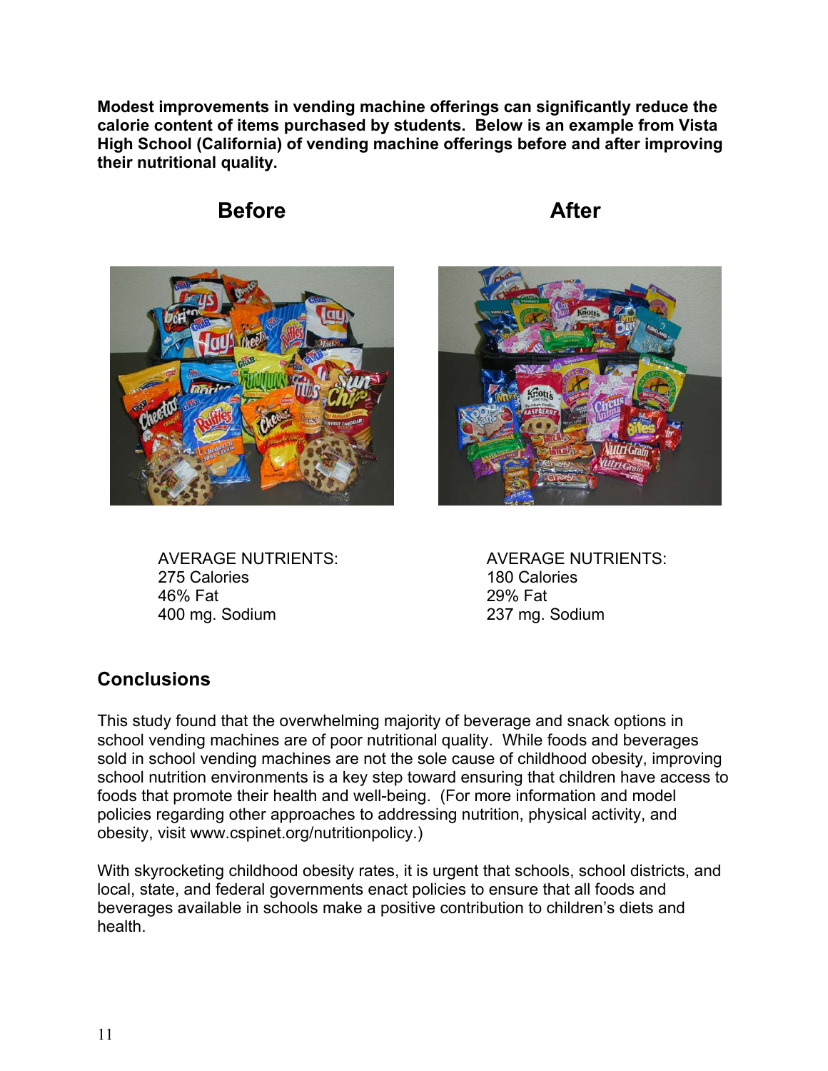**Modest improvements in vending machine offerings can significantly reduce the calorie content of items purchased by students. Below is an example from Vista High School (California) of vending machine offerings before and after improving their nutritional quality.**

| Before | After |
| --- | --- |
| AVERAGE NUTRIENTS: | AVERAGE NUTRIENTS: |
| 275 Calories | 180 Calories |
| 46% Fat | 29% Fat |
| 400 mg. Sodium | 237 mg. Sodium |

## Conclusions

This study found that the overwhelming majority of beverage and snack options in school vending machines are of poor nutritional quality. While foods and beverages sold in school vending machines are not the sole cause of childhood obesity, improving school nutrition environments is a key step toward ensuring that children have access to foods that promote their health and well-being. (For more information and model policies regarding other approaches to addressing nutrition, physical activity, and obesity, visit www.cspinet.org/nutritionpolicy.)

With skyrocketing childhood obesity rates, it is urgent that schools, school districts, and local, state, and federal governments enact policies to ensure that all foods and beverages available in schools make a positive contribution to children's diets and health.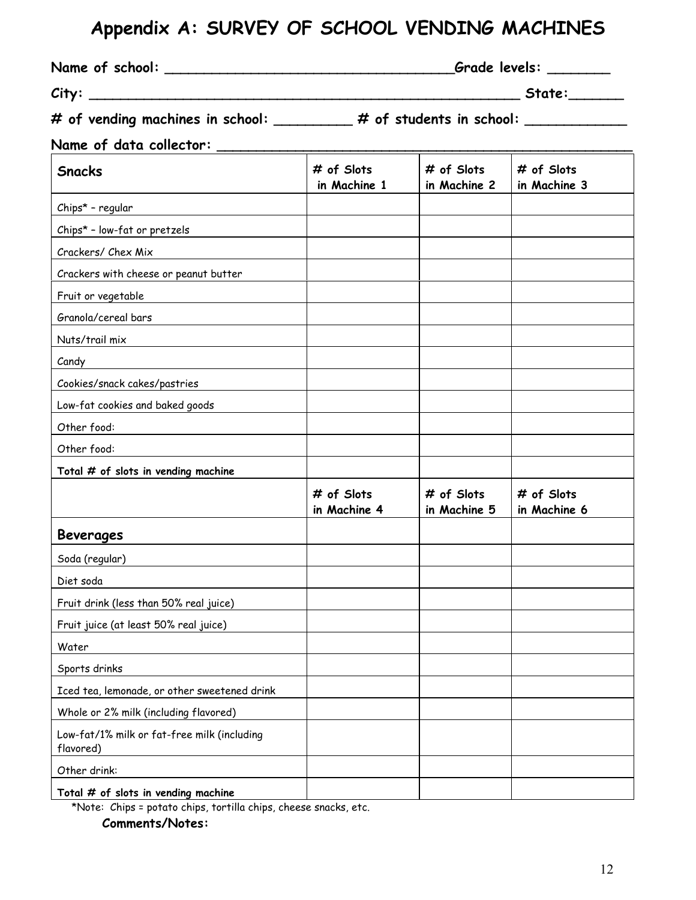# Appendix A: SURVEY OF SCHOOL VENDING MACHINES

**Name of school:** ________________________________**Grade levels:** _______

**City:** ______________________________________________ **State:**______

**# of vending machines in school:** _________ **# of students in school:** ___________

**Name of data collector:** _____________________________________________

| **Snacks** | **# of Slots in Machine 1** | **# of Slots in Machine 2** | **# of Slots in Machine 3** |
|---|---|---|---|
| Chips* – regular | | | |
| Chips* – low-fat or pretzels | | | |
| Crackers/ Chex Mix | | | |
| Crackers with cheese or peanut butter | | | |
| Fruit or vegetable | | | |
| Granola/cereal bars | | | |
| Nuts/trail mix | | | |
| Candy | | | |
| Cookies/snack cakes/pastries | | | |
| Low-fat cookies and baked goods | | | |
| Other food: | | | |
| Other food: | | | |
| **Total # of slots in vending machine** | | | |
| | **# of Slots in Machine 4** | **# of Slots in Machine 5** | **# of Slots in Machine 6** |
| **Beverages** | | | |
| Soda (regular) | | | |
| Diet soda | | | |
| Fruit drink (less than 50% real juice) | | | |
| Fruit juice (at least 50% real juice) | | | |
| Water | | | |
| Sports drinks | | | |
| Iced tea, lemonade, or other sweetened drink | | | |
| Whole or 2% milk (including flavored) | | | |
| Low-fat/1% milk or fat-free milk (including flavored) | | | |
| Other drink: | | | |
| **Total # of slots in vending machine** | | | |

*Note: Chips = potato chips, tortilla chips, cheese snacks, etc.

**Comments/Notes:**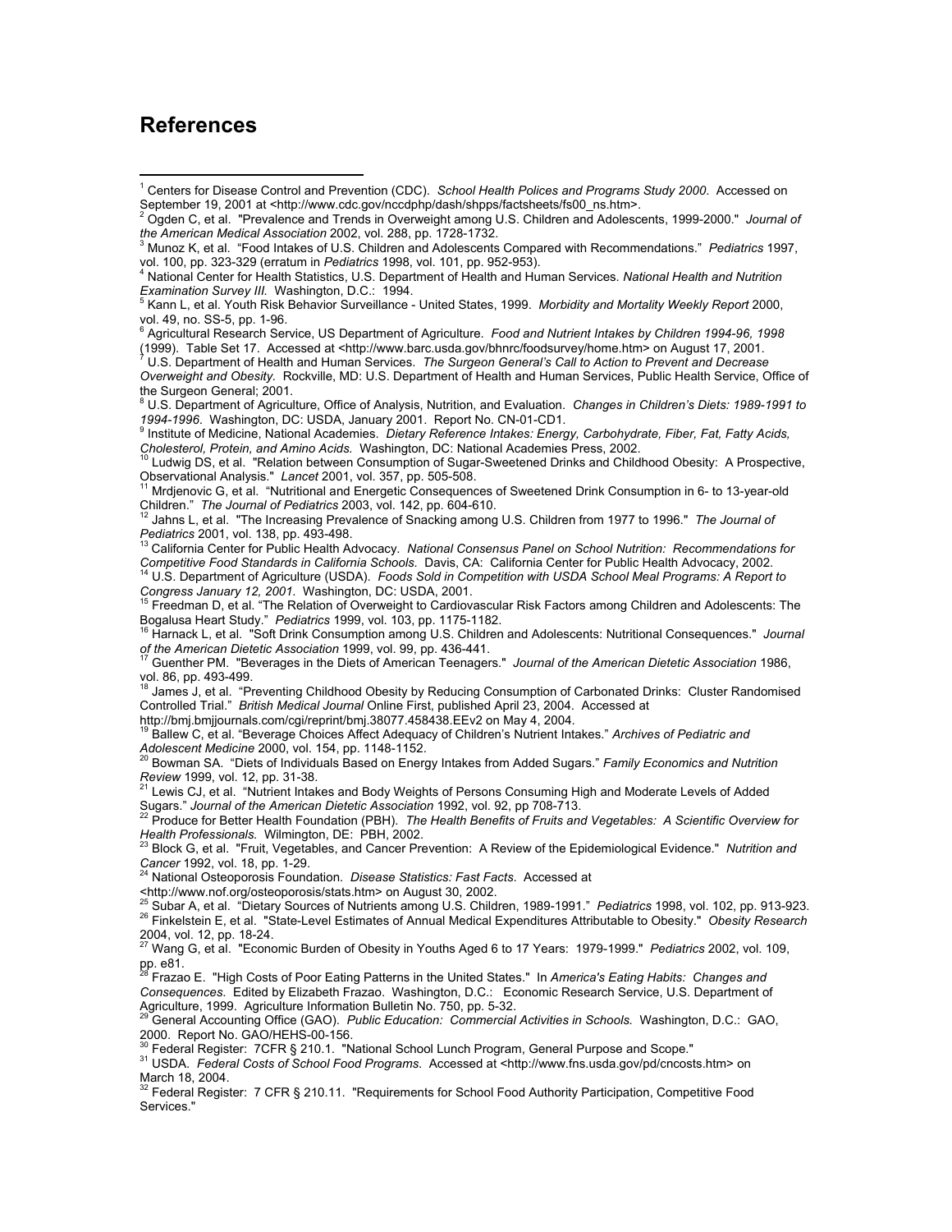## References

[1] Centers for Disease Control and Prevention (CDC). *School Health Polices and Programs Study 2000*. Accessed on September 19, 2001 at <http://www.cdc.gov/nccdphp/dash/shpps/factsheets/fs00_ns.htm>.

[2] Ogden C, et al. "Prevalence and Trends in Overweight among U.S. Children and Adolescents, 1999-2000." *Journal of the American Medical Association* 2002, vol. 288, pp. 1728-1732.

[3] Munoz K, et al. "Food Intakes of U.S. Children and Adolescents Compared with Recommendations." *Pediatrics* 1997, vol. 100, pp. 323-329 (erratum in *Pediatrics* 1998, vol. 101, pp. 952-953).

[4] National Center for Health Statistics, U.S. Department of Health and Human Services. *National Health and Nutrition Examination Survey III.* Washington, D.C.: 1994.

[5] Kann L, et al. Youth Risk Behavior Surveillance - United States, 1999. *Morbidity and Mortality Weekly Report* 2000, vol. 49, no. SS-5, pp. 1-96.

[6] Agricultural Research Service, US Department of Agriculture. *Food and Nutrient Intakes by Children 1994-96, 1998* (1999). Table Set 17. Accessed at <http://www.barc.usda.gov/bhnrc/foodsurvey/home.htm> on August 17, 2001.

[7] U.S. Department of Health and Human Services. *The Surgeon General's Call to Action to Prevent and Decrease Overweight and Obesity.* Rockville, MD: U.S. Department of Health and Human Services, Public Health Service, Office of the Surgeon General; 2001.

[8] U.S. Department of Agriculture, Office of Analysis, Nutrition, and Evaluation. *Changes in Children's Diets: 1989-1991 to 1994-1996*. Washington, DC: USDA, January 2001. Report No. CN-01-CD1.

[9] Institute of Medicine, National Academies. *Dietary Reference Intakes: Energy, Carbohydrate, Fiber, Fat, Fatty Acids, Cholesterol, Protein, and Amino Acids.* Washington, DC: National Academies Press, 2002.

[10] Ludwig DS, et al. "Relation between Consumption of Sugar-Sweetened Drinks and Childhood Obesity: A Prospective, Observational Analysis." *Lancet* 2001, vol. 357, pp. 505-508.

[11] Mrdjenovic G, et al. "Nutritional and Energetic Consequences of Sweetened Drink Consumption in 6- to 13-year-old Children." *The Journal of Pediatrics* 2003, vol. 142, pp. 604-610.

[12] Jahns L, et al. "The Increasing Prevalence of Snacking among U.S. Children from 1977 to 1996." *The Journal of Pediatrics* 2001, vol. 138, pp. 493-498.

[13] California Center for Public Health Advocacy. *National Consensus Panel on School Nutrition: Recommendations for Competitive Food Standards in California Schools.* Davis, CA: California Center for Public Health Advocacy, 2002.

[14] U.S. Department of Agriculture (USDA). *Foods Sold in Competition with USDA School Meal Programs: A Report to Congress January 12, 2001.* Washington, DC: USDA, 2001.

[15] Freedman D, et al. "The Relation of Overweight to Cardiovascular Risk Factors among Children and Adolescents: The Bogalusa Heart Study." *Pediatrics* 1999, vol. 103, pp. 1175-1182.

[16] Harnack L, et al. "Soft Drink Consumption among U.S. Children and Adolescents: Nutritional Consequences." *Journal of the American Dietetic Association* 1999, vol. 99, pp. 436-441.

[17] Guenther PM. "Beverages in the Diets of American Teenagers." *Journal of the American Dietetic Association* 1986, vol. 86, pp. 493-499.

[18] James J, et al. "Preventing Childhood Obesity by Reducing Consumption of Carbonated Drinks: Cluster Randomised Controlled Trial." *British Medical Journal* Online First, published April 23, 2004. Accessed at http://bmj.bmjjournals.com/cgi/reprint/bmj.38077.458438.EEv2 on May 4, 2004.

[19] Ballew C, et al. "Beverage Choices Affect Adequacy of Children's Nutrient Intakes." *Archives of Pediatric and Adolescent Medicine* 2000, vol. 154, pp. 1148-1152.

[20] Bowman SA. "Diets of Individuals Based on Energy Intakes from Added Sugars." *Family Economics and Nutrition Review* 1999, vol. 12, pp. 31-38.

[21] Lewis CJ, et al. "Nutrient Intakes and Body Weights of Persons Consuming High and Moderate Levels of Added Sugars." *Journal of the American Dietetic Association* 1992, vol. 92, pp 708-713.

[22] Produce for Better Health Foundation (PBH). *The Health Benefits of Fruits and Vegetables: A Scientific Overview for Health Professionals.* Wilmington, DE: PBH, 2002.

[23] Block G, et al. "Fruit, Vegetables, and Cancer Prevention: A Review of the Epidemiological Evidence." *Nutrition and Cancer* 1992, vol. 18, pp. 1-29.

[24] National Osteoporosis Foundation. *Disease Statistics: Fast Facts*. Accessed at <http://www.nof.org/osteoporosis/stats.htm> on August 30, 2002.

[25] Subar A, et al. "Dietary Sources of Nutrients among U.S. Children, 1989-1991." *Pediatrics* 1998, vol. 102, pp. 913-923.

[26] Finkelstein E, et al. "State-Level Estimates of Annual Medical Expenditures Attributable to Obesity." *Obesity Research* 2004, vol. 12, pp. 18-24.

[27] Wang G, et al. "Economic Burden of Obesity in Youths Aged 6 to 17 Years: 1979-1999." *Pediatrics* 2002, vol. 109, pp. e81.

[28] Frazao E. "High Costs of Poor Eating Patterns in the United States." In *America's Eating Habits: Changes and Consequences.* Edited by Elizabeth Frazao. Washington, D.C.: Economic Research Service, U.S. Department of Agriculture, 1999. Agriculture Information Bulletin No. 750, pp. 5-32.

[29] General Accounting Office (GAO). *Public Education: Commercial Activities in Schools.* Washington, D.C.: GAO, 2000. Report No. GAO/HEHS-00-156.

[30] Federal Register: 7CFR § 210.1. "National School Lunch Program, General Purpose and Scope."

[31] USDA. *Federal Costs of School Food Programs.* Accessed at <http://www.fns.usda.gov/pd/cncosts.htm> on March 18, 2004.

[32] Federal Register: 7 CFR § 210.11. "Requirements for School Food Authority Participation, Competitive Food Services."